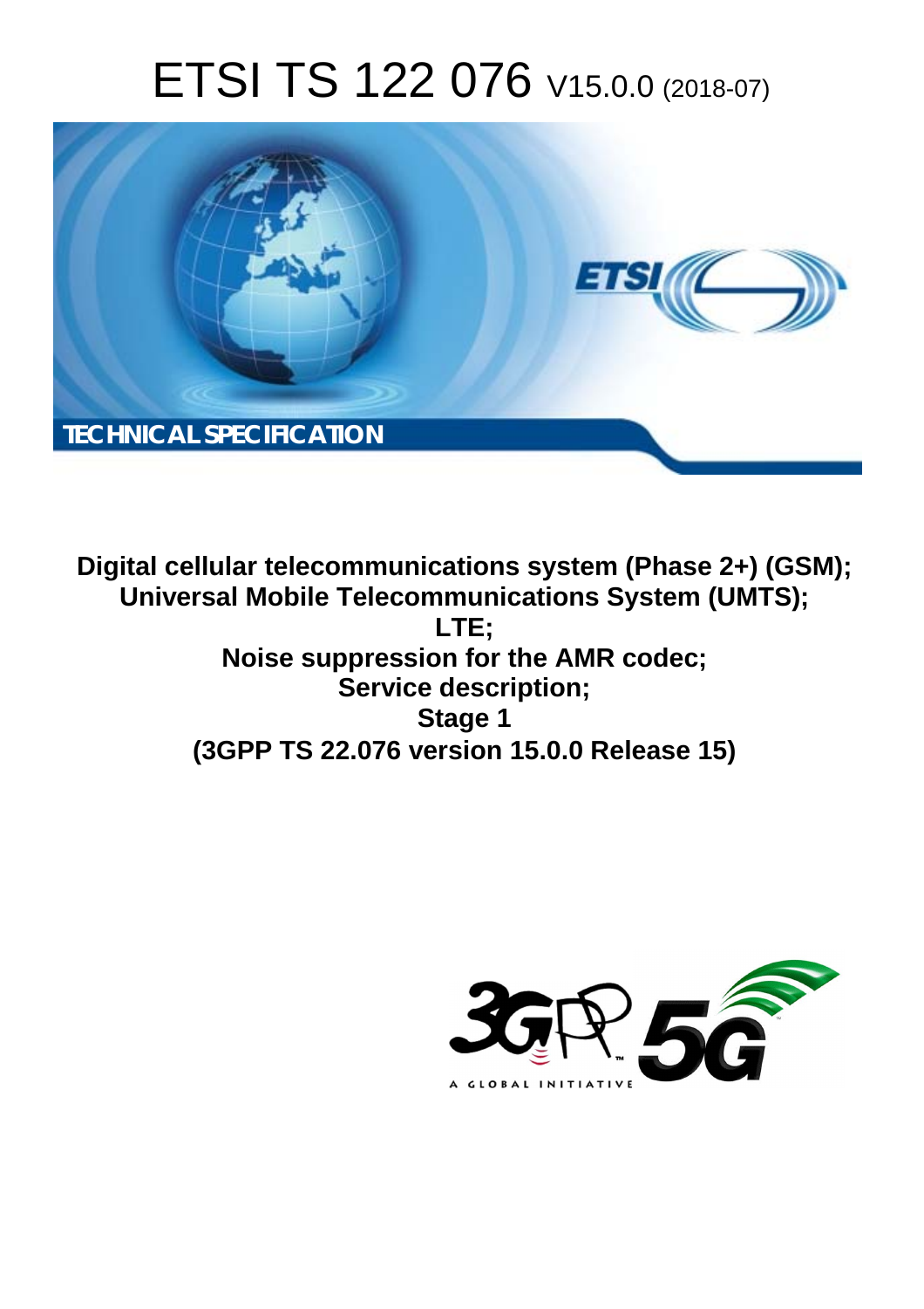# ETSI TS 122 076 V15.0.0 (2018-07)

TECHNICAL SPECIFICATION

**Digital cellular telecommunications system (Phase 2+) (GSM);**
**Universal Mobile Telecommunications System (UMTS);**
**LTE;**
**Noise suppression for the AMR codec;**
**Service description;**
**Stage 1**
**(3GPP TS 22.076 version 15.0.0 Release 15)**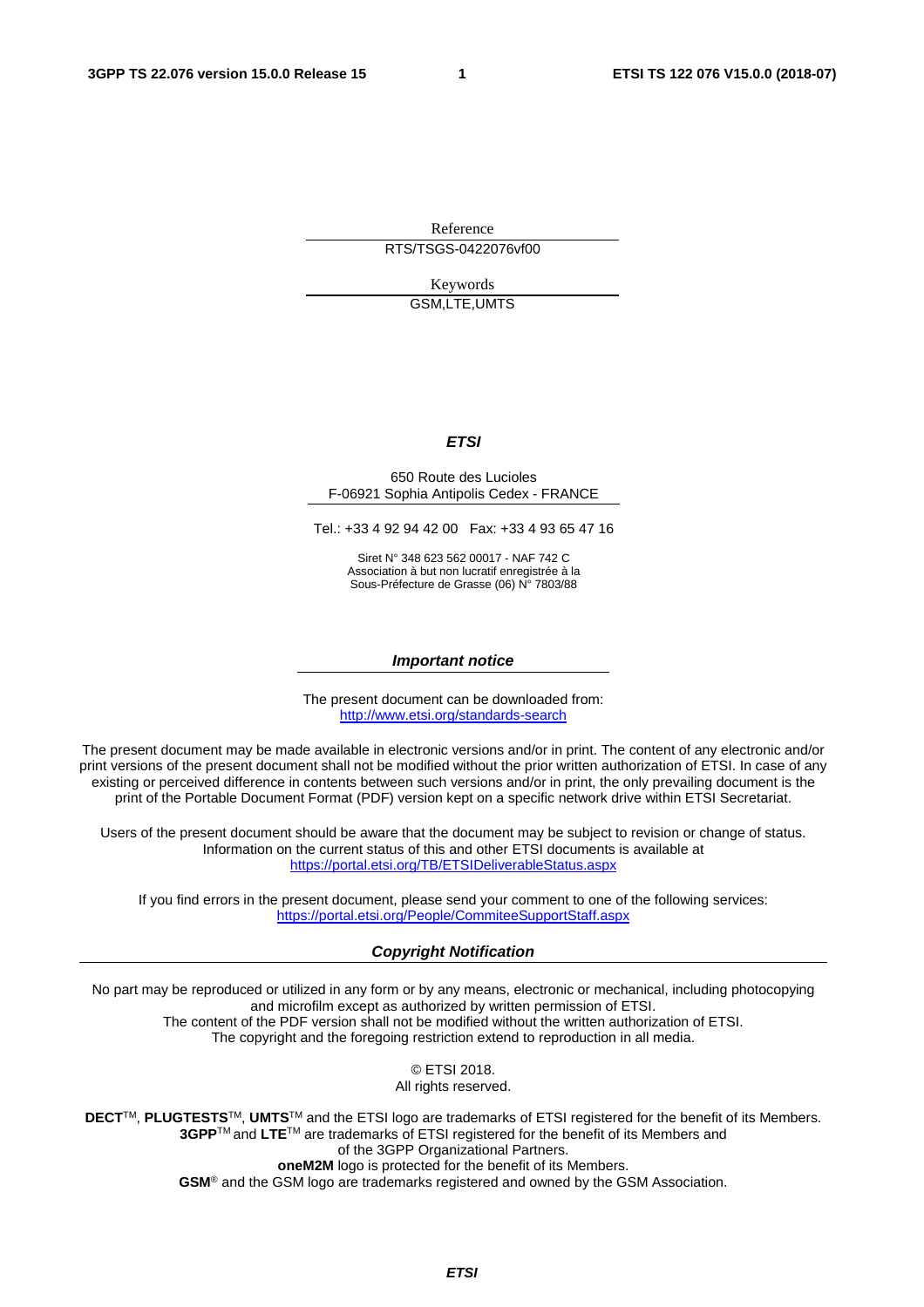Reference

RTS/TSGS-0422076vf00

Keywords

GSM,LTE,UMTS

***ETSI***

650 Route des Lucioles
F-06921 Sophia Antipolis Cedex - FRANCE

Tel.: +33 4 92 94 42 00   Fax: +33 4 93 65 47 16

Siret N° 348 623 562 00017 - NAF 742 C
Association à but non lucratif enregistrée à la
Sous-Préfecture de Grasse (06) N° 7803/88

***Important notice***

The present document can be downloaded from:
http://www.etsi.org/standards-search

The present document may be made available in electronic versions and/or in print. The content of any electronic and/or print versions of the present document shall not be modified without the prior written authorization of ETSI. In case of any existing or perceived difference in contents between such versions and/or in print, the only prevailing document is the print of the Portable Document Format (PDF) version kept on a specific network drive within ETSI Secretariat.

Users of the present document should be aware that the document may be subject to revision or change of status. Information on the current status of this and other ETSI documents is available at
https://portal.etsi.org/TB/ETSIDeliverableStatus.aspx

If you find errors in the present document, please send your comment to one of the following services:
https://portal.etsi.org/People/CommiteeSupportStaff.aspx

***Copyright Notification***

No part may be reproduced or utilized in any form or by any means, electronic or mechanical, including photocopying and microfilm except as authorized by written permission of ETSI.
The content of the PDF version shall not be modified without the written authorization of ETSI.
The copyright and the foregoing restriction extend to reproduction in all media.

© ETSI 2018.
All rights reserved.

**DECT**™, **PLUGTESTS**™, **UMTS**™ and the ETSI logo are trademarks of ETSI registered for the benefit of its Members.
**3GPP**™ and **LTE**™ are trademarks of ETSI registered for the benefit of its Members and
of the 3GPP Organizational Partners.
**oneM2M** logo is protected for the benefit of its Members.
**GSM**® and the GSM logo are trademarks registered and owned by the GSM Association.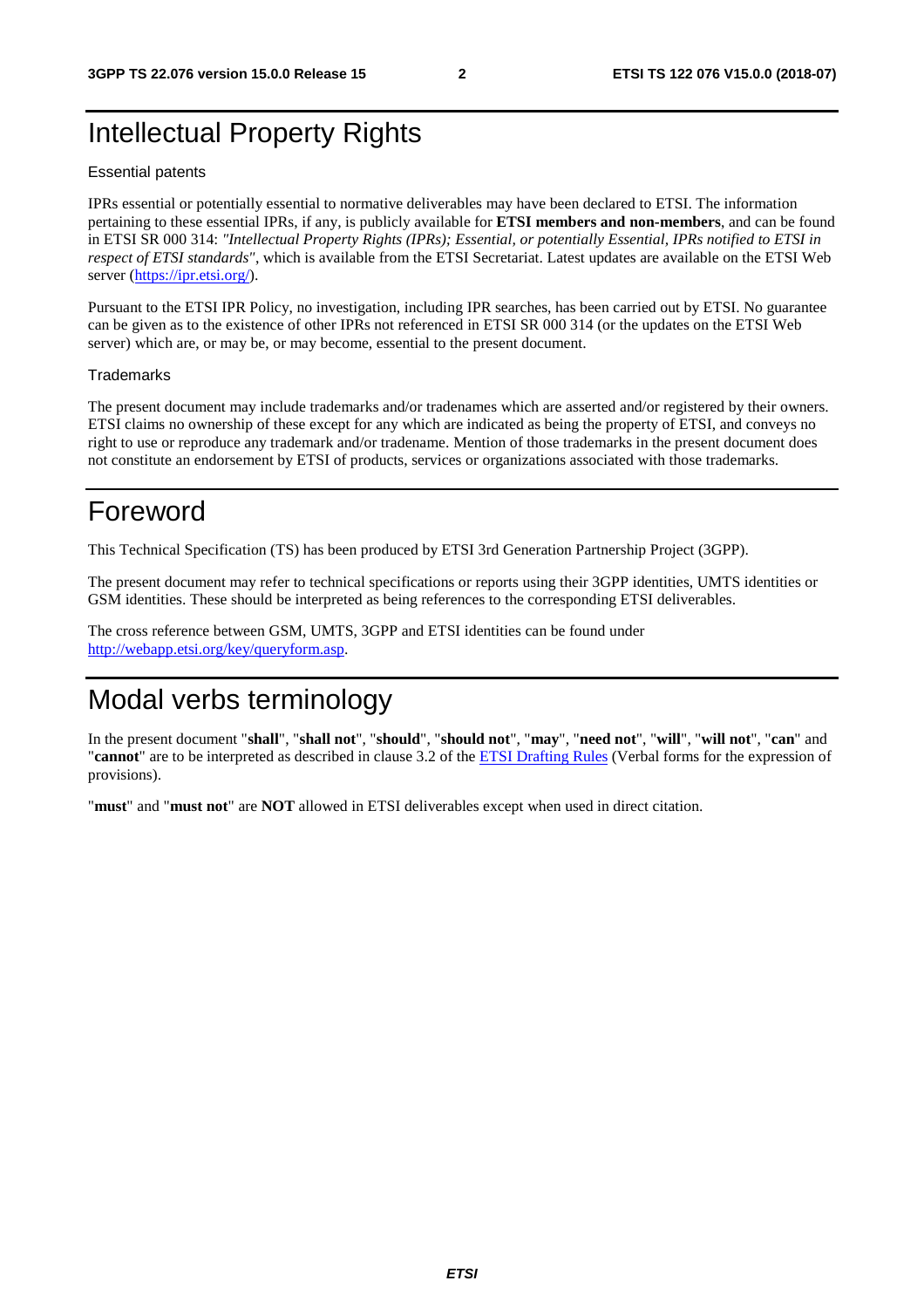# Intellectual Property Rights

Essential patents

IPRs essential or potentially essential to normative deliverables may have been declared to ETSI. The information pertaining to these essential IPRs, if any, is publicly available for **ETSI members and non-members**, and can be found in ETSI SR 000 314: *"Intellectual Property Rights (IPRs); Essential, or potentially Essential, IPRs notified to ETSI in respect of ETSI standards"*, which is available from the ETSI Secretariat. Latest updates are available on the ETSI Web server (https://ipr.etsi.org/).

Pursuant to the ETSI IPR Policy, no investigation, including IPR searches, has been carried out by ETSI. No guarantee can be given as to the existence of other IPRs not referenced in ETSI SR 000 314 (or the updates on the ETSI Web server) which are, or may be, or may become, essential to the present document.

Trademarks

The present document may include trademarks and/or tradenames which are asserted and/or registered by their owners. ETSI claims no ownership of these except for any which are indicated as being the property of ETSI, and conveys no right to use or reproduce any trademark and/or tradename. Mention of those trademarks in the present document does not constitute an endorsement by ETSI of products, services or organizations associated with those trademarks.

# Foreword

This Technical Specification (TS) has been produced by ETSI 3rd Generation Partnership Project (3GPP).

The present document may refer to technical specifications or reports using their 3GPP identities, UMTS identities or GSM identities. These should be interpreted as being references to the corresponding ETSI deliverables.

The cross reference between GSM, UMTS, 3GPP and ETSI identities can be found under http://webapp.etsi.org/key/queryform.asp.

# Modal verbs terminology

In the present document "**shall**", "**shall not**", "**should**", "**should not**", "**may**", "**need not**", "**will**", "**will not**", "**can**" and "**cannot**" are to be interpreted as described in clause 3.2 of the ETSI Drafting Rules (Verbal forms for the expression of provisions).

"**must**" and "**must not**" are **NOT** allowed in ETSI deliverables except when used in direct citation.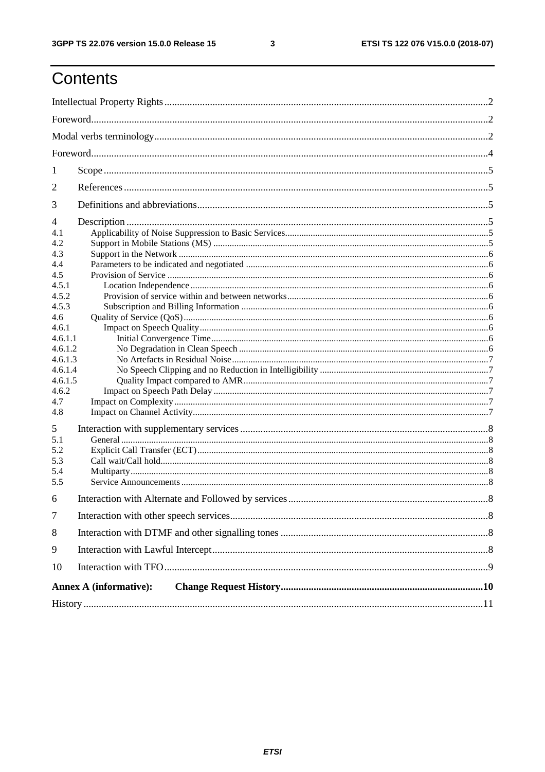# Contents

Intellectual Property Rights ..... 2

Foreword ..... 2

Modal verbs terminology ..... 2

Foreword ..... 4

1 Scope ..... 5

2 References ..... 5

3 Definitions and abbreviations ..... 5

4 Description ..... 5

4.1 Applicability of Noise Suppression to Basic Services ..... 5

4.2 Support in Mobile Stations (MS) ..... 5

4.3 Support in the Network ..... 6

4.4 Parameters to be indicated and negotiated ..... 6

4.5 Provision of Service ..... 6

4.5.1 Location Independence ..... 6

4.5.2 Provision of service within and between networks ..... 6

4.5.3 Subscription and Billing Information ..... 6

4.6 Quality of Service (QoS) ..... 6

4.6.1 Impact on Speech Quality ..... 6

4.6.1.1 Initial Convergence Time ..... 6

4.6.1.2 No Degradation in Clean Speech ..... 6

4.6.1.3 No Artefacts in Residual Noise ..... 7

4.6.1.4 No Speech Clipping and no Reduction in Intelligibility ..... 7

4.6.1.5 Quality Impact compared to AMR ..... 7

4.6.2 Impact on Speech Path Delay ..... 7

4.7 Impact on Complexity ..... 7

4.8 Impact on Channel Activity ..... 7

5 Interaction with supplementary services ..... 8

5.1 General ..... 8

5.2 Explicit Call Transfer (ECT) ..... 8

5.3 Call wait/Call hold ..... 8

5.4 Multiparty ..... 8

5.5 Service Announcements ..... 8

6 Interaction with Alternate and Followed by services ..... 8

7 Interaction with other speech services ..... 8

8 Interaction with DTMF and other signalling tones ..... 8

9 Interaction with Lawful Intercept ..... 8

10 Interaction with TFO ..... 9

**Annex A (informative): Change Request History ..... 10**

History ..... 11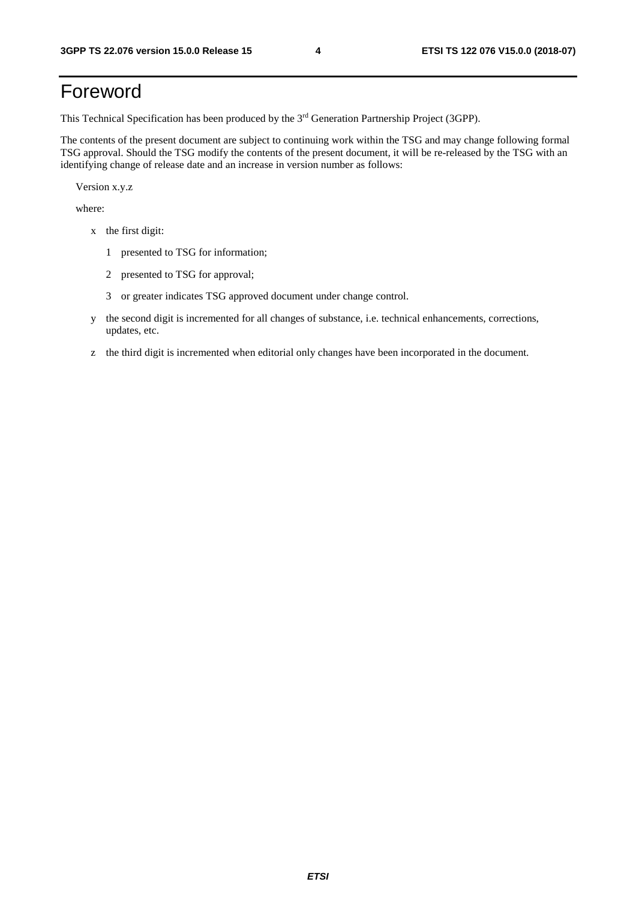# Foreword

This Technical Specification has been produced by the 3rd Generation Partnership Project (3GPP).

The contents of the present document are subject to continuing work within the TSG and may change following formal TSG approval. Should the TSG modify the contents of the present document, it will be re-released by the TSG with an identifying change of release date and an increase in version number as follows:

Version x.y.z

where:

- x the first digit:
  - 1 presented to TSG for information;
  - 2 presented to TSG for approval;
  - 3 or greater indicates TSG approved document under change control.
- y the second digit is incremented for all changes of substance, i.e. technical enhancements, corrections, updates, etc.
- z the third digit is incremented when editorial only changes have been incorporated in the document.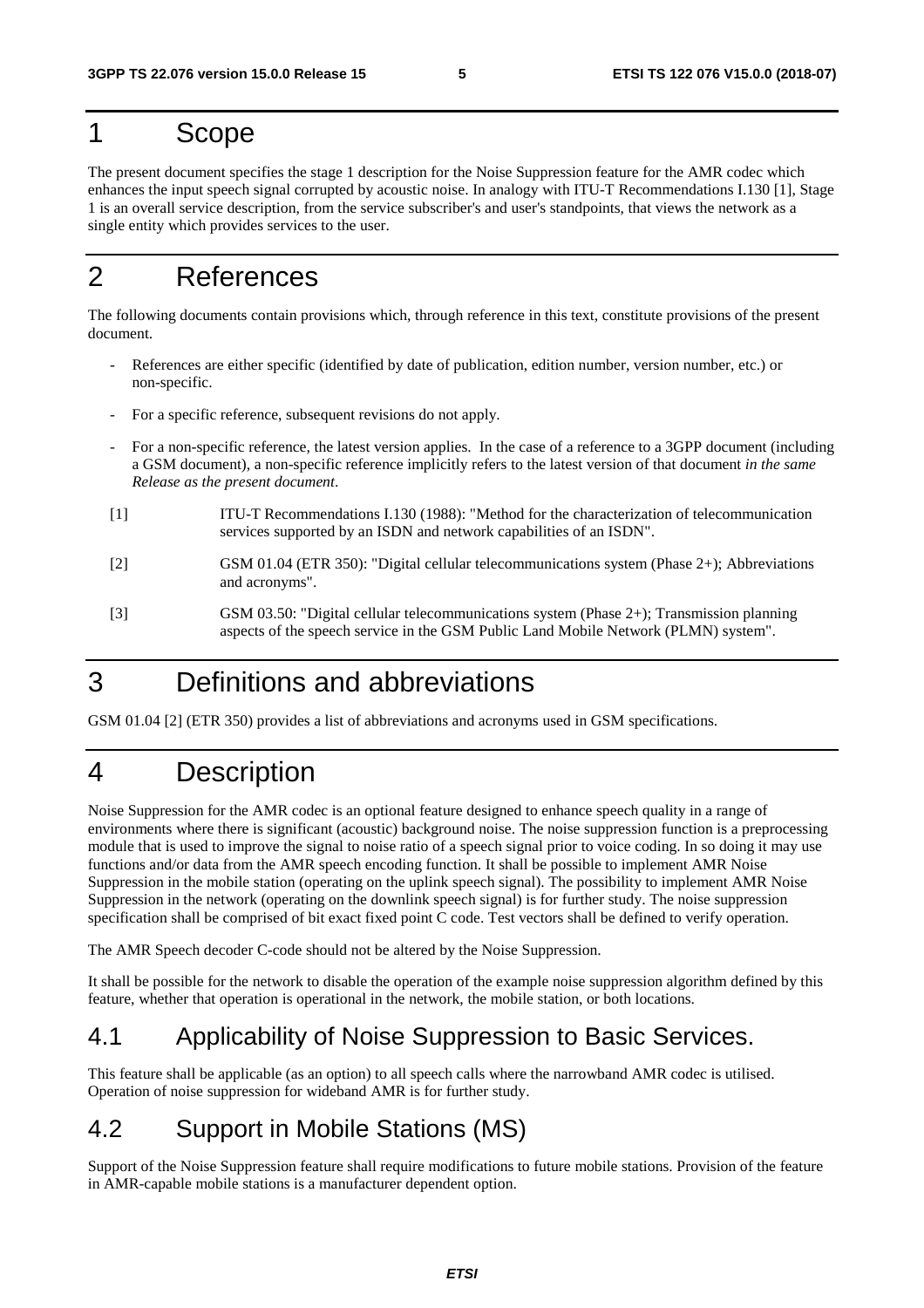# 1 Scope

The present document specifies the stage 1 description for the Noise Suppression feature for the AMR codec which enhances the input speech signal corrupted by acoustic noise. In analogy with ITU-T Recommendations I.130 [1], Stage 1 is an overall service description, from the service subscriber's and user's standpoints, that views the network as a single entity which provides services to the user.

# 2 References

The following documents contain provisions which, through reference in this text, constitute provisions of the present document.

- References are either specific (identified by date of publication, edition number, version number, etc.) or non-specific.
- For a specific reference, subsequent revisions do not apply.
- For a non-specific reference, the latest version applies. In the case of a reference to a 3GPP document (including a GSM document), a non-specific reference implicitly refers to the latest version of that document *in the same Release as the present document*.

[1] ITU-T Recommendations I.130 (1988): "Method for the characterization of telecommunication services supported by an ISDN and network capabilities of an ISDN".

[2] GSM 01.04 (ETR 350): "Digital cellular telecommunications system (Phase 2+); Abbreviations and acronyms".

[3] GSM 03.50: "Digital cellular telecommunications system (Phase 2+); Transmission planning aspects of the speech service in the GSM Public Land Mobile Network (PLMN) system".

# 3 Definitions and abbreviations

GSM 01.04 [2] (ETR 350) provides a list of abbreviations and acronyms used in GSM specifications.

# 4 Description

Noise Suppression for the AMR codec is an optional feature designed to enhance speech quality in a range of environments where there is significant (acoustic) background noise. The noise suppression function is a preprocessing module that is used to improve the signal to noise ratio of a speech signal prior to voice coding. In so doing it may use functions and/or data from the AMR speech encoding function. It shall be possible to implement AMR Noise Suppression in the mobile station (operating on the uplink speech signal). The possibility to implement AMR Noise Suppression in the network (operating on the downlink speech signal) is for further study. The noise suppression specification shall be comprised of bit exact fixed point C code. Test vectors shall be defined to verify operation.

The AMR Speech decoder C-code should not be altered by the Noise Suppression.

It shall be possible for the network to disable the operation of the example noise suppression algorithm defined by this feature, whether that operation is operational in the network, the mobile station, or both locations.

## 4.1 Applicability of Noise Suppression to Basic Services.

This feature shall be applicable (as an option) to all speech calls where the narrowband AMR codec is utilised. Operation of noise suppression for wideband AMR is for further study.

## 4.2 Support in Mobile Stations (MS)

Support of the Noise Suppression feature shall require modifications to future mobile stations. Provision of the feature in AMR-capable mobile stations is a manufacturer dependent option.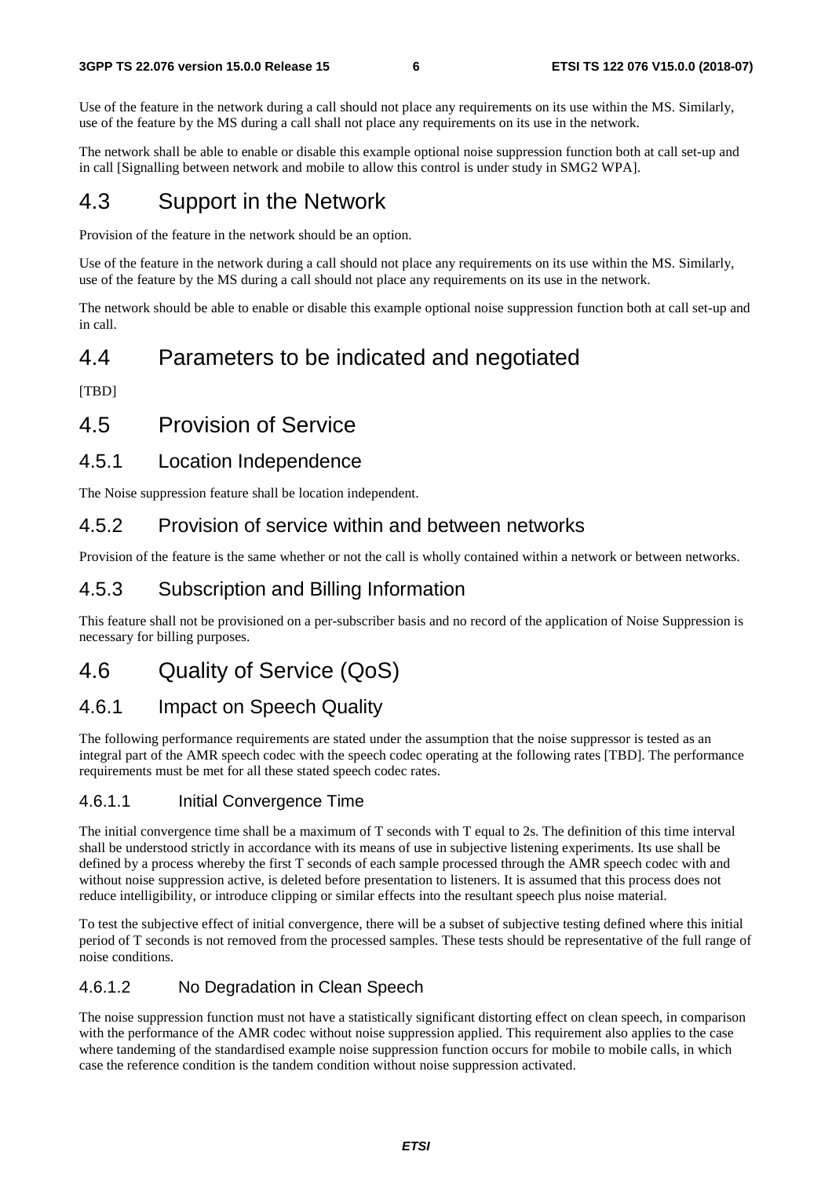Use of the feature in the network during a call should not place any requirements on its use within the MS. Similarly, use of the feature by the MS during a call shall not place any requirements on its use in the network.

The network shall be able to enable or disable this example optional noise suppression function both at call set-up and in call [Signalling between network and mobile to allow this control is under study in SMG2 WPA].

## 4.3 Support in the Network

Provision of the feature in the network should be an option.

Use of the feature in the network during a call should not place any requirements on its use within the MS. Similarly, use of the feature by the MS during a call should not place any requirements on its use in the network.

The network should be able to enable or disable this example optional noise suppression function both at call set-up and in call.

## 4.4 Parameters to be indicated and negotiated

[TBD]

## 4.5 Provision of Service

### 4.5.1 Location Independence

The Noise suppression feature shall be location independent.

### 4.5.2 Provision of service within and between networks

Provision of the feature is the same whether or not the call is wholly contained within a network or between networks.

### 4.5.3 Subscription and Billing Information

This feature shall not be provisioned on a per-subscriber basis and no record of the application of Noise Suppression is necessary for billing purposes.

## 4.6 Quality of Service (QoS)

### 4.6.1 Impact on Speech Quality

The following performance requirements are stated under the assumption that the noise suppressor is tested as an integral part of the AMR speech codec with the speech codec operating at the following rates [TBD]. The performance requirements must be met for all these stated speech codec rates.

#### 4.6.1.1 Initial Convergence Time

The initial convergence time shall be a maximum of T seconds with T equal to 2s. The definition of this time interval shall be understood strictly in accordance with its means of use in subjective listening experiments. Its use shall be defined by a process whereby the first T seconds of each sample processed through the AMR speech codec with and without noise suppression active, is deleted before presentation to listeners. It is assumed that this process does not reduce intelligibility, or introduce clipping or similar effects into the resultant speech plus noise material.

To test the subjective effect of initial convergence, there will be a subset of subjective testing defined where this initial period of T seconds is not removed from the processed samples. These tests should be representative of the full range of noise conditions.

#### 4.6.1.2 No Degradation in Clean Speech

The noise suppression function must not have a statistically significant distorting effect on clean speech, in comparison with the performance of the AMR codec without noise suppression applied. This requirement also applies to the case where tandeming of the standardised example noise suppression function occurs for mobile to mobile calls, in which case the reference condition is the tandem condition without noise suppression activated.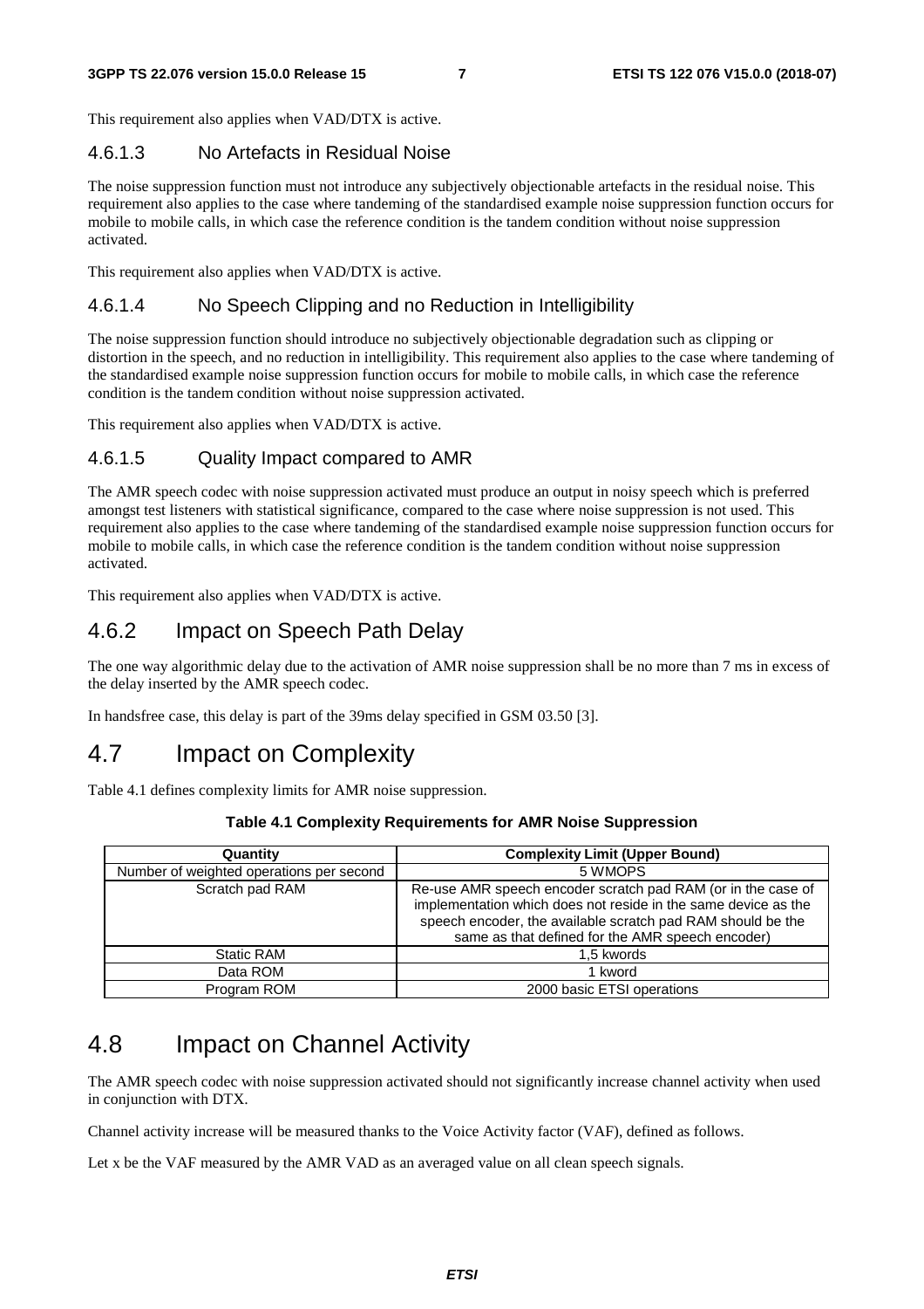This requirement also applies when VAD/DTX is active.

#### 4.6.1.3 No Artefacts in Residual Noise

The noise suppression function must not introduce any subjectively objectionable artefacts in the residual noise. This requirement also applies to the case where tandeming of the standardised example noise suppression function occurs for mobile to mobile calls, in which case the reference condition is the tandem condition without noise suppression activated.

This requirement also applies when VAD/DTX is active.

#### 4.6.1.4 No Speech Clipping and no Reduction in Intelligibility

The noise suppression function should introduce no subjectively objectionable degradation such as clipping or distortion in the speech, and no reduction in intelligibility. This requirement also applies to the case where tandeming of the standardised example noise suppression function occurs for mobile to mobile calls, in which case the reference condition is the tandem condition without noise suppression activated.

This requirement also applies when VAD/DTX is active.

#### 4.6.1.5 Quality Impact compared to AMR

The AMR speech codec with noise suppression activated must produce an output in noisy speech which is preferred amongst test listeners with statistical significance, compared to the case where noise suppression is not used. This requirement also applies to the case where tandeming of the standardised example noise suppression function occurs for mobile to mobile calls, in which case the reference condition is the tandem condition without noise suppression activated.

This requirement also applies when VAD/DTX is active.

### 4.6.2 Impact on Speech Path Delay

The one way algorithmic delay due to the activation of AMR noise suppression shall be no more than 7 ms in excess of the delay inserted by the AMR speech codec.

In handsfree case, this delay is part of the 39ms delay specified in GSM 03.50 [3].

## 4.7 Impact on Complexity

Table 4.1 defines complexity limits for AMR noise suppression.

**Table 4.1 Complexity Requirements for AMR Noise Suppression**

| Quantity | Complexity Limit (Upper Bound) |
|---|---|
| Number of weighted operations per second | 5 WMOPS |
| Scratch pad RAM | Re-use AMR speech encoder scratch pad RAM (or in the case of implementation which does not reside in the same device as the speech encoder, the available scratch pad RAM should be the same as that defined for the AMR speech encoder) |
| Static RAM | 1,5 kwords |
| Data ROM | 1 kword |
| Program ROM | 2000 basic ETSI operations |

## 4.8 Impact on Channel Activity

The AMR speech codec with noise suppression activated should not significantly increase channel activity when used in conjunction with DTX.

Channel activity increase will be measured thanks to the Voice Activity factor (VAF), defined as follows.

Let x be the VAF measured by the AMR VAD as an averaged value on all clean speech signals.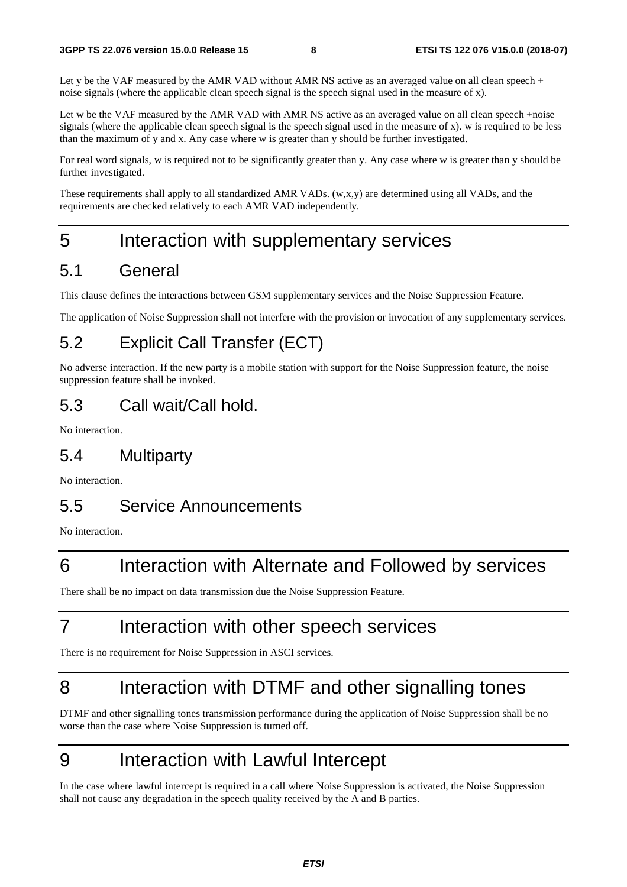Let y be the VAF measured by the AMR VAD without AMR NS active as an averaged value on all clean speech + noise signals (where the applicable clean speech signal is the speech signal used in the measure of x).

Let w be the VAF measured by the AMR VAD with AMR NS active as an averaged value on all clean speech +noise signals (where the applicable clean speech signal is the speech signal used in the measure of x). w is required to be less than the maximum of y and x. Any case where w is greater than y should be further investigated.

For real word signals, w is required not to be significantly greater than y. Any case where w is greater than y should be further investigated.

These requirements shall apply to all standardized AMR VADs. (w,x,y) are determined using all VADs, and the requirements are checked relatively to each AMR VAD independently.

# 5 Interaction with supplementary services

## 5.1 General

This clause defines the interactions between GSM supplementary services and the Noise Suppression Feature.

The application of Noise Suppression shall not interfere with the provision or invocation of any supplementary services.

## 5.2 Explicit Call Transfer (ECT)

No adverse interaction. If the new party is a mobile station with support for the Noise Suppression feature, the noise suppression feature shall be invoked.

## 5.3 Call wait/Call hold.

No interaction.

## 5.4 Multiparty

No interaction.

## 5.5 Service Announcements

No interaction.

# 6 Interaction with Alternate and Followed by services

There shall be no impact on data transmission due the Noise Suppression Feature.

# 7 Interaction with other speech services

There is no requirement for Noise Suppression in ASCI services.

# 8 Interaction with DTMF and other signalling tones

DTMF and other signalling tones transmission performance during the application of Noise Suppression shall be no worse than the case where Noise Suppression is turned off.

# 9 Interaction with Lawful Intercept

In the case where lawful intercept is required in a call where Noise Suppression is activated, the Noise Suppression shall not cause any degradation in the speech quality received by the A and B parties.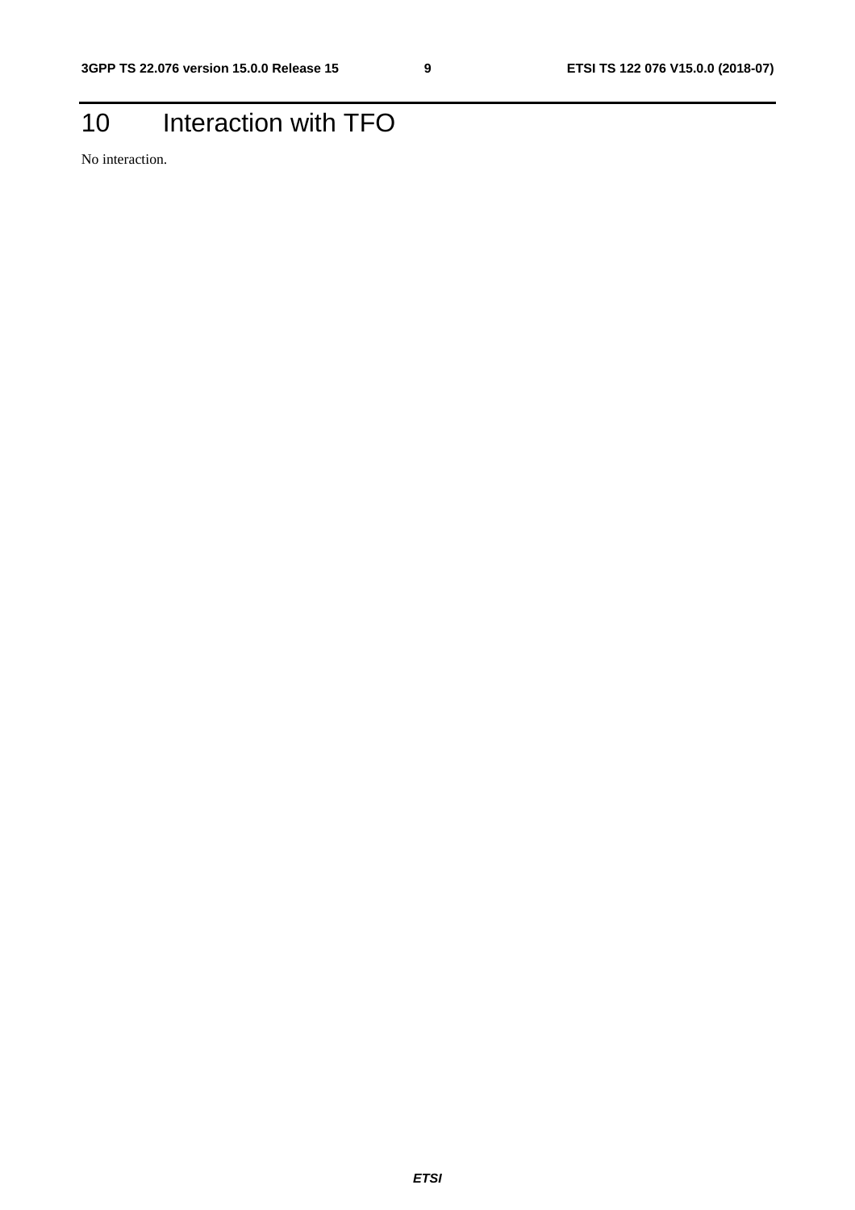# 10 Interaction with TFO

No interaction.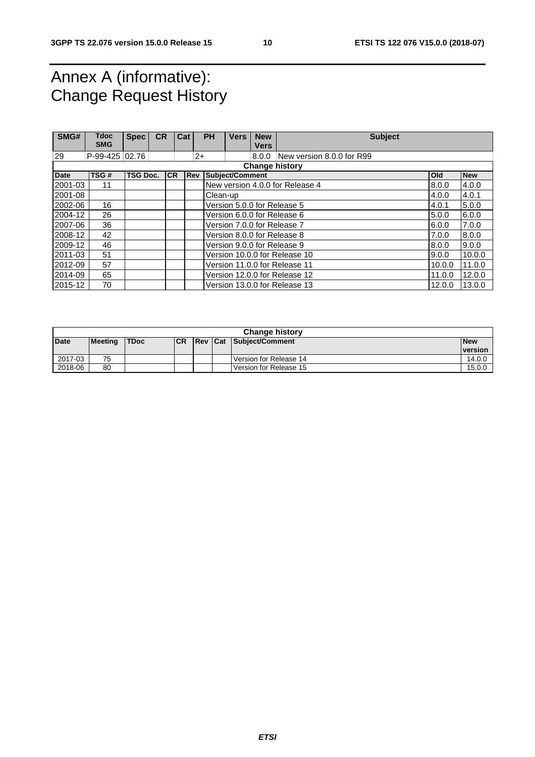# Annex A (informative): Change Request History

| SMG# | Tdoc SMG | Spec | CR | Cat | PH | Vers | New Vers | Subject |
|---|---|---|---|---|---|---|---|---|
| 29 | P-99-425 | 02.76 | | | 2+ | | 8.0.0 | New version 8.0.0 for R99 |

| Change history | | | | | | | |
|---|---|---|---|---|---|---|---|
| **Date** | **TSG #** | **TSG Doc.** | **CR** | **Rev** | **Subject/Comment** | **Old** | **New** |
| 2001-03 | 11 | | | | New version 4.0.0 for Release 4 | 8.0.0 | 4.0.0 |
| 2001-08 | | | | | Clean-up | 4.0.0 | 4.0.1 |
| 2002-06 | 16 | | | | Version 5.0.0 for Release 5 | 4.0.1 | 5.0.0 |
| 2004-12 | 26 | | | | Version 6.0.0 for Release 6 | 5.0.0 | 6.0.0 |
| 2007-06 | 36 | | | | Version 7.0.0 for Release 7 | 6.0.0 | 7.0.0 |
| 2008-12 | 42 | | | | Version 8.0.0 for Release 8 | 7.0.0 | 8.0.0 |
| 2009-12 | 46 | | | | Version 9.0.0 for Release 9 | 8.0.0 | 9.0.0 |
| 2011-03 | 51 | | | | Version 10.0.0 for Release 10 | 9.0.0 | 10.0.0 |
| 2012-09 | 57 | | | | Version 11.0.0 for Release 11 | 10.0.0 | 11.0.0 |
| 2014-09 | 65 | | | | Version 12.0.0 for Release 12 | 11.0.0 | 12.0.0 |
| 2015-12 | 70 | | | | Version 13.0.0 for Release 13 | 12.0.0 | 13.0.0 |

| Change history | | | | | | | |
|---|---|---|---|---|---|---|---|
| **Date** | **Meeting** | **TDoc** | **CR** | **Rev** | **Cat** | **Subject/Comment** | **New version** |
| 2017-03 | 75 | | | | | Version for Release 14 | 14.0.0 |
| 2018-06 | 80 | | | | | Version for Release 15 | 15.0.0 |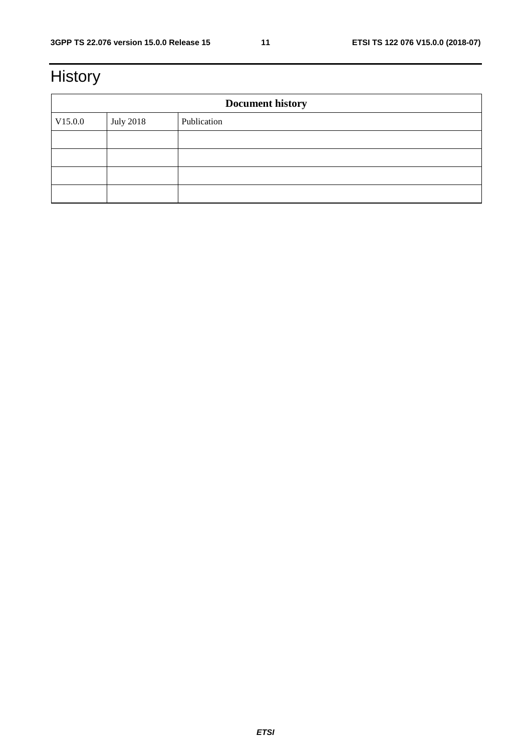# History

| Document history | | |
|---|---|---|
| V15.0.0 | July 2018 | Publication |
| | | |
| | | |
| | | |
| | | |